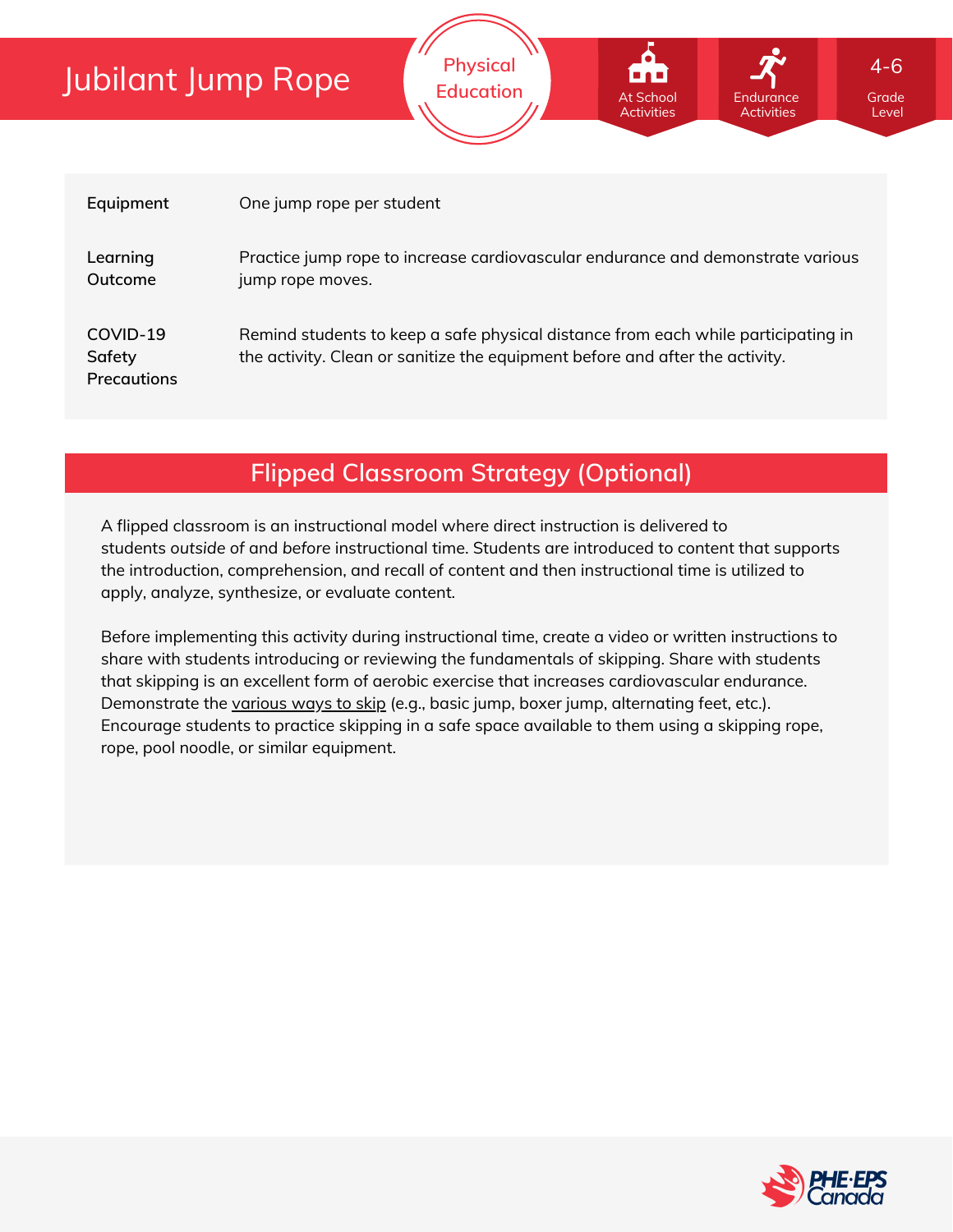# Jubilant Jump Rope

Physical Education

At School Activities | Endurance Activities | 4-6 Grade Level

| | |
|---|---|
| **Equipment** | One jump rope per student |
| **Learning Outcome** | Practice jump rope to increase cardiovascular endurance and demonstrate various jump rope moves. |
| **COVID-19 Safety Precautions** | Remind students to keep a safe physical distance from each while participating in the activity. Clean or sanitize the equipment before and after the activity. |

## Flipped Classroom Strategy (Optional)

A flipped classroom is an instructional model where direct instruction is delivered to students *outside* of and *before* instructional time. Students are introduced to content that supports the introduction, comprehension, and recall of content and then instructional time is utilized to apply, analyze, synthesize, or evaluate content.

Before implementing this activity during instructional time, create a video or written instructions to share with students introducing or reviewing the fundamentals of skipping. Share with students that skipping is an excellent form of aerobic exercise that increases cardiovascular endurance. Demonstrate the various ways to skip (e.g., basic jump, boxer jump, alternating feet, etc.). Encourage students to practice skipping in a safe space available to them using a skipping rope, rope, pool noodle, or similar equipment.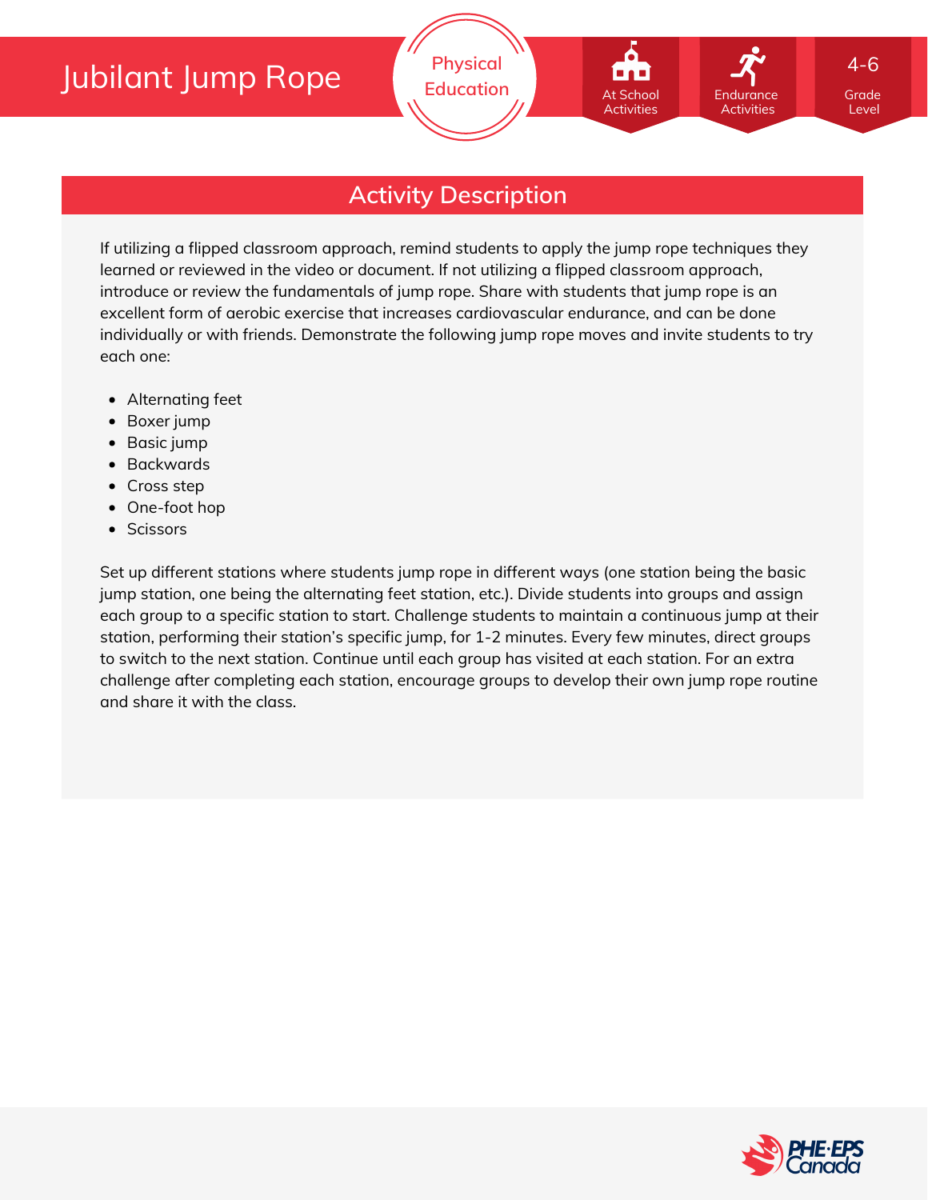# Jubilant Jump Rope

Physical Education

At School Activities | Endurance Activities | 4-6 Grade Level

## Activity Description

If utilizing a flipped classroom approach, remind students to apply the jump rope techniques they learned or reviewed in the video or document. If not utilizing a flipped classroom approach, introduce or review the fundamentals of jump rope. Share with students that jump rope is an excellent form of aerobic exercise that increases cardiovascular endurance, and can be done individually or with friends. Demonstrate the following jump rope moves and invite students to try each one:

- Alternating feet
- Boxer jump
- Basic jump
- Backwards
- Cross step
- One-foot hop
- Scissors

Set up different stations where students jump rope in different ways (one station being the basic jump station, one being the alternating feet station, etc.). Divide students into groups and assign each group to a specific station to start. Challenge students to maintain a continuous jump at their station, performing their station's specific jump, for 1-2 minutes. Every few minutes, direct groups to switch to the next station. Continue until each group has visited at each station. For an extra challenge after completing each station, encourage groups to develop their own jump rope routine and share it with the class.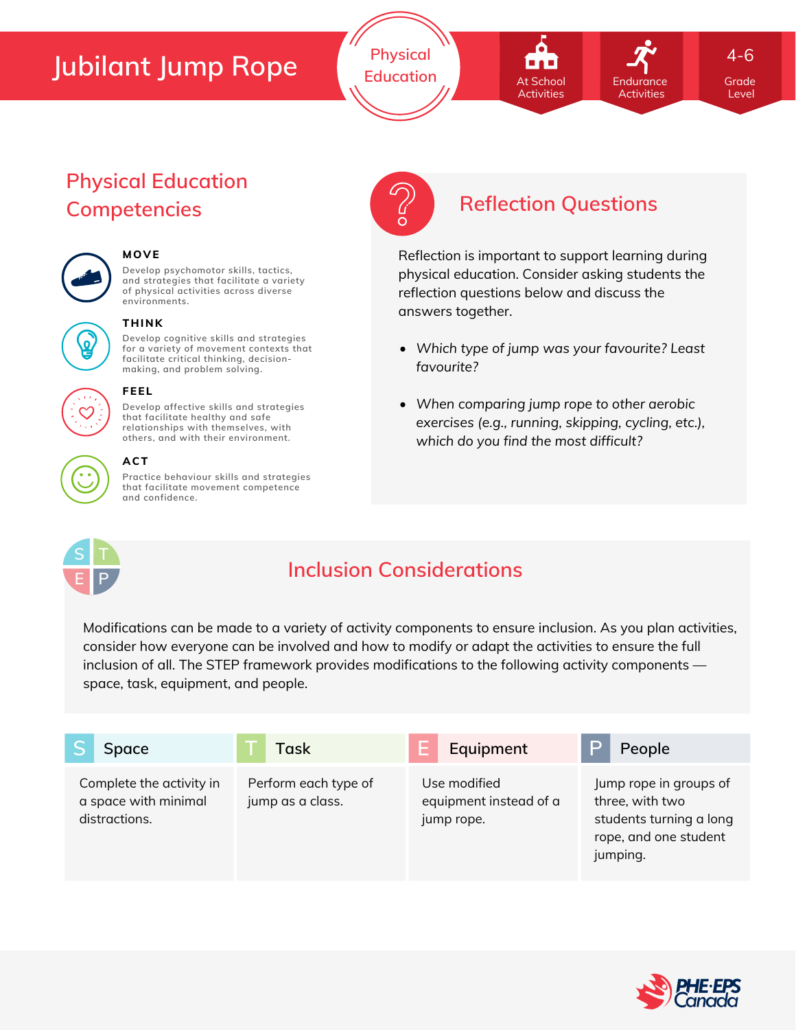# Jubilant Jump Rope

Physical Education

At School Activities | Endurance Activities | 4-6 Grade Level

## Physical Education Competencies

**MOVE**

Develop psychomotor skills, tactics, and strategies that facilitate a variety of physical activities across diverse environments.

**THINK**

Develop cognitive skills and strategies for a variety of movement contexts that facilitate critical thinking, decision-making, and problem solving.

**FEEL**

Develop affective skills and strategies that facilitate healthy and safe relationships with themselves, with others, and with their environment.

**ACT**

Practice behaviour skills and strategies that facilitate movement competence and confidence.

## Reflection Questions

Reflection is important to support learning during physical education. Consider asking students the reflection questions below and discuss the answers together.

- *Which type of jump was your favourite? Least favourite?*
- *When comparing jump rope to other aerobic exercises (e.g., running, skipping, cycling, etc.), which do you find the most difficult?*

## Inclusion Considerations

Modifications can be made to a variety of activity components to ensure inclusion. As you plan activities, consider how everyone can be involved and how to modify or adapt the activities to ensure the full inclusion of all. The STEP framework provides modifications to the following activity components — space, task, equipment, and people.

| S Space | T Task | E Equipment | P People |
|---|---|---|---|
| Complete the activity in a space with minimal distractions. | Perform each type of jump as a class. | Use modified equipment instead of a jump rope. | Jump rope in groups of three, with two students turning a long rope, and one student jumping. |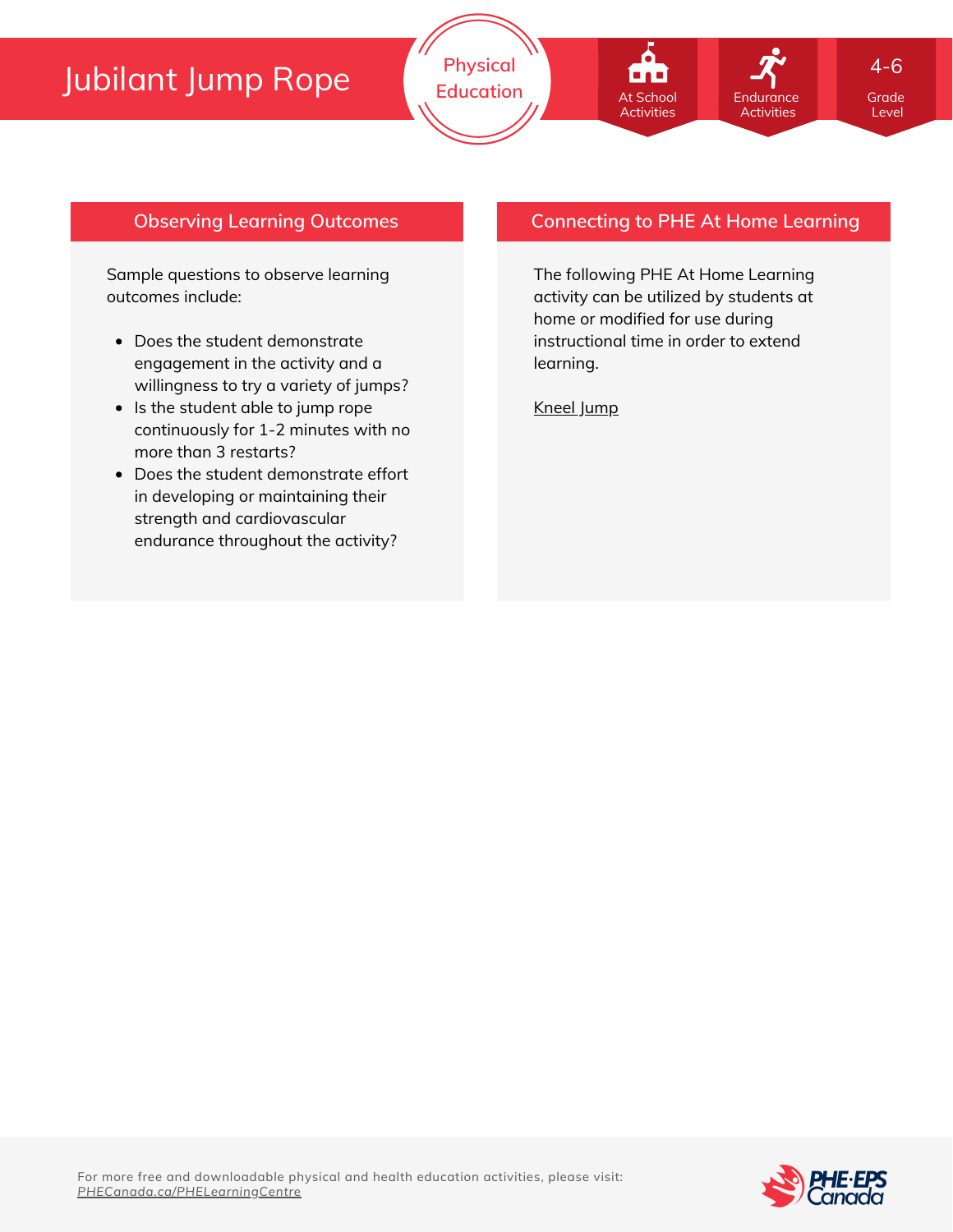# Jubilant Jump Rope

Physical Education

At School Activities | Endurance Activities | 4-6 Grade Level

## Observing Learning Outcomes

Sample questions to observe learning outcomes include:

- Does the student demonstrate engagement in the activity and a willingness to try a variety of jumps?
- Is the student able to jump rope continuously for 1-2 minutes with no more than 3 restarts?
- Does the student demonstrate effort in developing or maintaining their strength and cardiovascular endurance throughout the activity?

## Connecting to PHE At Home Learning

The following PHE At Home Learning activity can be utilized by students at home or modified for use during instructional time in order to extend learning.

Kneel Jump

For more free and downloadable physical and health education activities, please visit: *PHECanada.ca/PHELearningCentre*